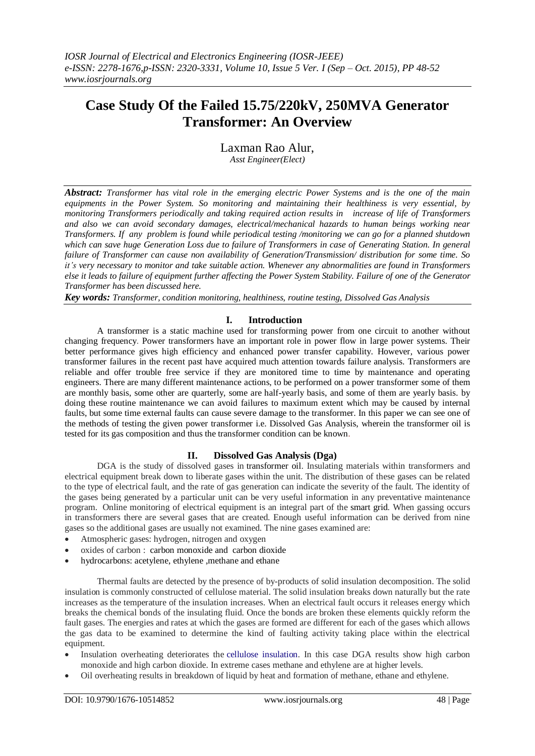# Case Study Of the Failed 15.75/220kV, 250MVA Generator Transformer: An Overview

Laxman Rao Alur,
*Asst Engineer(Elect)*

***Abstract:*** *Transformer has vital role in the emerging electric Power Systems and is the one of the main equipments in the Power System. So monitoring and maintaining their healthiness is very essential, by monitoring Transformers periodically and taking required action results in increase of life of Transformers and also we can avoid secondary damages, electrical/mechanical hazards to human beings working near Transformers. If any problem is found while periodical testing /monitoring we can go for a planned shutdown which can save huge Generation Loss due to failure of Transformers in case of Generating Station. In general failure of Transformer can cause non availability of Generation/Transmission/ distribution for some time. So it's very necessary to monitor and take suitable action. Whenever any abnormalities are found in Transformers else it leads to failure of equipment further affecting the Power System Stability. Failure of one of the Generator Transformer has been discussed here.*

***Key words:*** *Transformer, condition monitoring, healthiness, routine testing, Dissolved Gas Analysis*

## I. Introduction

A transformer is a static machine used for transforming power from one circuit to another without changing frequency. Power transformers have an important role in power flow in large power systems. Their better performance gives high efficiency and enhanced power transfer capability. However, various power transformer failures in the recent past have acquired much attention towards failure analysis. Transformers are reliable and offer trouble free service if they are monitored time to time by maintenance and operating engineers. There are many different maintenance actions, to be performed on a power transformer some of them are monthly basis, some other are quarterly, some are half-yearly basis, and some of them are yearly basis. by doing these routine maintenance we can avoid failures to maximum extent which may be caused by internal faults, but some time external faults can cause severe damage to the transformer. In this paper we can see one of the methods of testing the given power transformer i.e. Dissolved Gas Analysis, wherein the transformer oil is tested for its gas composition and thus the transformer condition can be known.

## II. Dissolved Gas Analysis (Dga)

DGA is the study of dissolved gases in transformer oil. Insulating materials within transformers and electrical equipment break down to liberate gases within the unit. The distribution of these gases can be related to the type of electrical fault, and the rate of gas generation can indicate the severity of the fault. The identity of the gases being generated by a particular unit can be very useful information in any preventative maintenance program. Online monitoring of electrical equipment is an integral part of the smart grid. When gassing occurs in transformers there are several gases that are created. Enough useful information can be derived from nine gases so the additional gases are usually not examined. The nine gases examined are:

- Atmospheric gases: hydrogen, nitrogen and oxygen
- oxides of carbon : carbon monoxide and carbon dioxide
- hydrocarbons: acetylene, ethylene ,methane and ethane

Thermal faults are detected by the presence of by-products of solid insulation decomposition. The solid insulation is commonly constructed of cellulose material. The solid insulation breaks down naturally but the rate increases as the temperature of the insulation increases. When an electrical fault occurs it releases energy which breaks the chemical bonds of the insulating fluid. Once the bonds are broken these elements quickly reform the fault gases. The energies and rates at which the gases are formed are different for each of the gases which allows the gas data to be examined to determine the kind of faulting activity taking place within the electrical equipment.

- Insulation overheating deteriorates the cellulose insulation. In this case DGA results show high carbon monoxide and high carbon dioxide. In extreme cases methane and ethylene are at higher levels.
- Oil overheating results in breakdown of liquid by heat and formation of methane, ethane and ethylene.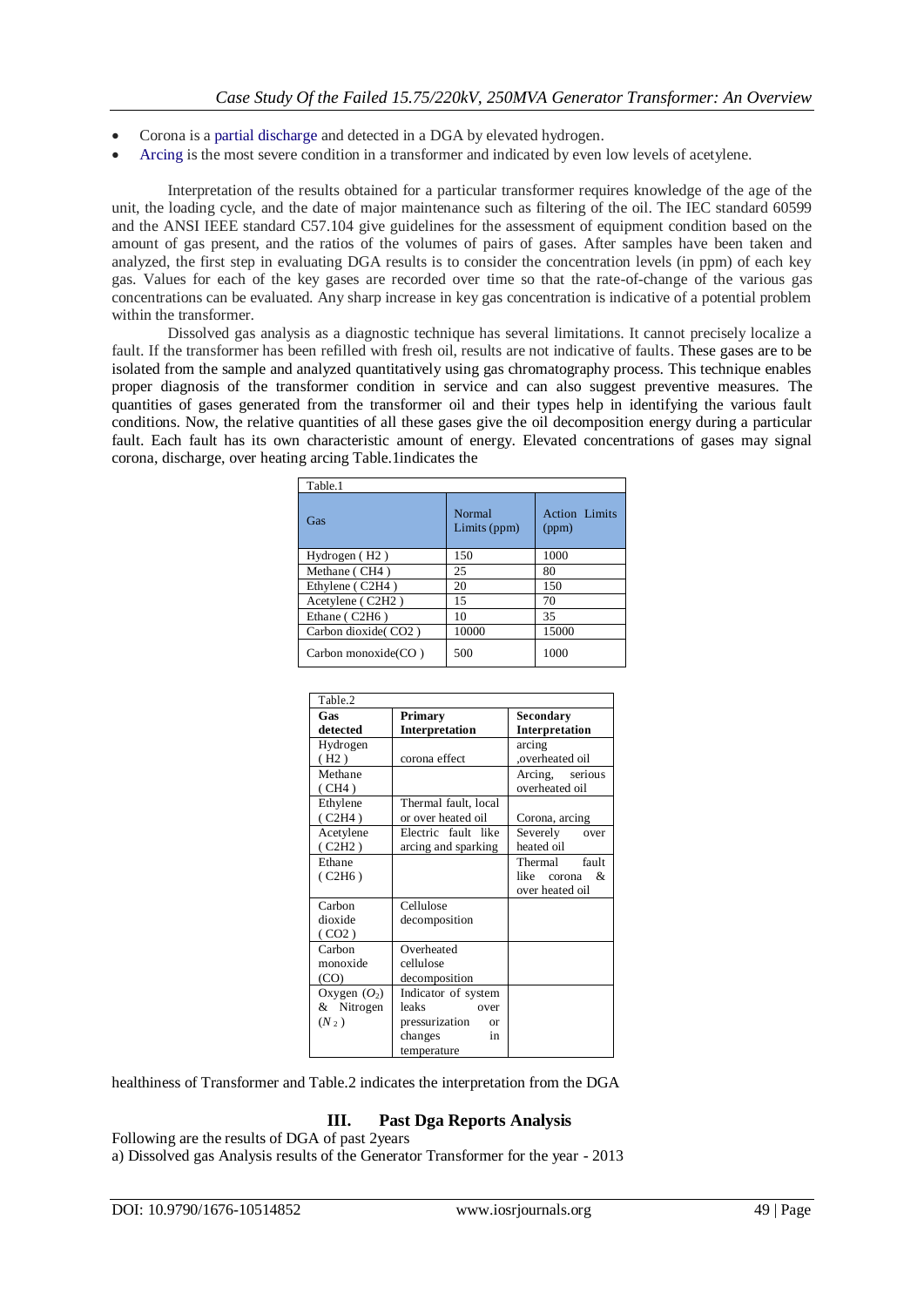- Corona is a partial discharge and detected in a DGA by elevated hydrogen.
- Arcing is the most severe condition in a transformer and indicated by even low levels of acetylene.

Interpretation of the results obtained for a particular transformer requires knowledge of the age of the unit, the loading cycle, and the date of major maintenance such as filtering of the oil. The IEC standard 60599 and the ANSI IEEE standard C57.104 give guidelines for the assessment of equipment condition based on the amount of gas present, and the ratios of the volumes of pairs of gases. After samples have been taken and analyzed, the first step in evaluating DGA results is to consider the concentration levels (in ppm) of each key gas. Values for each of the key gases are recorded over time so that the rate-of-change of the various gas concentrations can be evaluated. Any sharp increase in key gas concentration is indicative of a potential problem within the transformer.

Dissolved gas analysis as a diagnostic technique has several limitations. It cannot precisely localize a fault. If the transformer has been refilled with fresh oil, results are not indicative of faults. These gases are to be isolated from the sample and analyzed quantitatively using gas chromatography process. This technique enables proper diagnosis of the transformer condition in service and can also suggest preventive measures. The quantities of gases generated from the transformer oil and their types help in identifying the various fault conditions. Now, the relative quantities of all these gases give the oil decomposition energy during a particular fault. Each fault has its own characteristic amount of energy. Elevated concentrations of gases may signal corona, discharge, over heating arcing Table.1indicates the

Table.1

| Gas | Normal Limits (ppm) | Action Limits (ppm) |
|---|---|---|
| Hydrogen ( $H_2$ ) | 150 | 1000 |
| Methane ( $CH_4$ ) | 25 | 80 |
| Ethylene ( $C_2H_4$ ) | 20 | 150 |
| Acetylene ( $C_2H_2$ ) | 15 | 70 |
| Ethane ( $C_2H_6$ ) | 10 | 35 |
| Carbon dioxide( $CO_2$ ) | 10000 | 15000 |
| Carbon monoxide(CO ) | 500 | 1000 |

Table.2

| Gas detected | Primary Interpretation | Secondary Interpretation |
|---|---|---|
| Hydrogen ( $H_2$ ) | corona effect | arcing ,overheated oil |
| Methane ( $CH_4$ ) | | Arcing, serious overheated oil |
| Ethylene ( $C_2H_4$ ) | Thermal fault, local or over heated oil | Corona, arcing |
| Acetylene ( $C_2H_2$ ) | Electric fault like arcing and sparking | Severely over heated oil |
| Ethane ( $C_2H_6$ ) | | Thermal fault like corona & over heated oil |
| Carbon dioxide ( $CO_2$ ) | Cellulose decomposition | |
| Carbon monoxide (CO) | Overheated cellulose decomposition | |
| Oxygen ($O_2$) & Nitrogen ($N_2$) | Indicator of system leaks over pressurization or changes in temperature | |

healthiness of Transformer and Table.2 indicates the interpretation from the DGA

## III. Past Dga Reports Analysis

Following are the results of DGA of past 2years

a) Dissolved gas Analysis results of the Generator Transformer for the year - 2013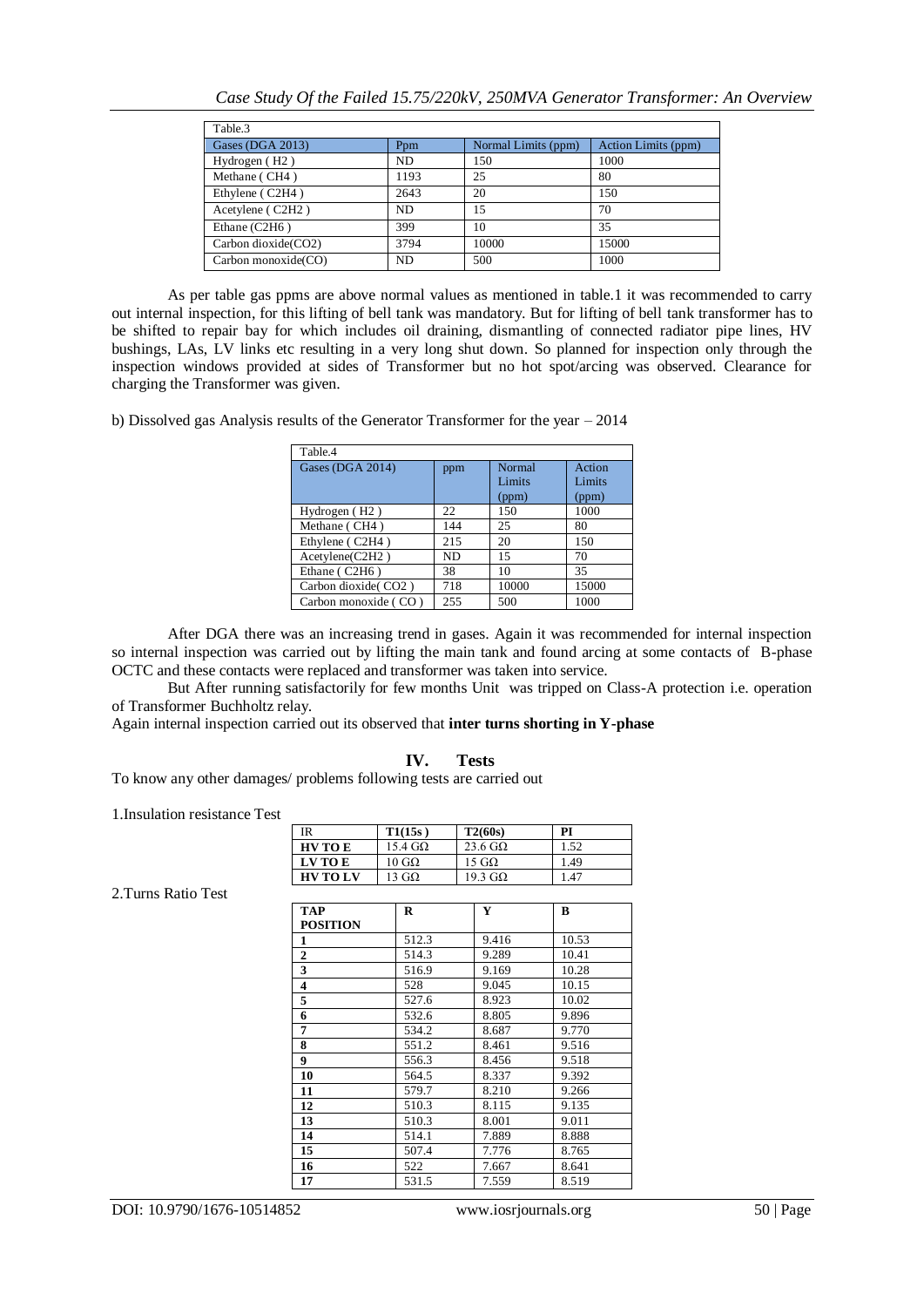| Table.3 | | | |
|---|---|---|---|
| Gases (DGA 2013) | Ppm | Normal Limits (ppm) | Action Limits (ppm) |
| Hydrogen ( $H_2$ ) | ND | 150 | 1000 |
| Methane ( $CH_4$ ) | 1193 | 25 | 80 |
| Ethylene ( $C_2H_4$ ) | 2643 | 20 | 150 |
| Acetylene ( $C_2H_2$ ) | ND | 15 | 70 |
| Ethane ( $C_2H_6$ ) | 399 | 10 | 35 |
| Carbon dioxide( $CO_2$ ) | 3794 | 10000 | 15000 |
| Carbon monoxide(CO) | ND | 500 | 1000 |

As per table gas ppms are above normal values as mentioned in table.1 it was recommended to carry out internal inspection, for this lifting of bell tank was mandatory. But for lifting of bell tank transformer has to be shifted to repair bay for which includes oil draining, dismantling of connected radiator pipe lines, HV bushings, LAs, LV links etc resulting in a very long shut down. So planned for inspection only through the inspection windows provided at sides of Transformer but no hot spot/arcing was observed. Clearance for charging the Transformer was given.

b) Dissolved gas Analysis results of the Generator Transformer for the year – 2014

| Table.4 | | | |
|---|---|---|---|
| Gases (DGA 2014) | ppm | Normal Limits (ppm) | Action Limits (ppm) |
| Hydrogen ( $H_2$ ) | 22 | 150 | 1000 |
| Methane ( $CH_4$ ) | 144 | 25 | 80 |
| Ethylene ( $C_2H_4$ ) | 215 | 20 | 150 |
| Acetylene( $C_2H_2$ ) | ND | 15 | 70 |
| Ethane ( $C_2H_6$ ) | 38 | 10 | 35 |
| Carbon dioxide( $CO_2$ ) | 718 | 10000 | 15000 |
| Carbon monoxide ( CO ) | 255 | 500 | 1000 |

After DGA there was an increasing trend in gases. Again it was recommended for internal inspection so internal inspection was carried out by lifting the main tank and found arcing at some contacts of B-phase OCTC and these contacts were replaced and transformer was taken into service.

But After running satisfactorily for few months Unit was tripped on Class-A protection i.e. operation of Transformer Buchholtz relay.

Again internal inspection carried out its observed that **inter turns shorting in Y-phase**

## IV. Tests

To know any other damages/ problems following tests are carried out

1.Insulation resistance Test

| IR | T1(15s ) | T2(60s) | PI |
|---|---|---|---|
| **HV TO E** | 15.4 GΩ | 23.6 GΩ | 1.52 |
| **LV TO E** | 10 GΩ | 15 GΩ | 1.49 |
| **HV TO LV** | 13 GΩ | 19.3 GΩ | 1.47 |

2.Turns Ratio Test

| TAP POSITION | R | Y | B |
|---|---|---|---|
| **1** | 512.3 | 9.416 | 10.53 |
| **2** | 514.3 | 9.289 | 10.41 |
| **3** | 516.9 | 9.169 | 10.28 |
| **4** | 528 | 9.045 | 10.15 |
| **5** | 527.6 | 8.923 | 10.02 |
| **6** | 532.6 | 8.805 | 9.896 |
| **7** | 534.2 | 8.687 | 9.770 |
| **8** | 551.2 | 8.461 | 9.516 |
| **9** | 556.3 | 8.456 | 9.518 |
| **10** | 564.5 | 8.337 | 9.392 |
| **11** | 579.7 | 8.210 | 9.266 |
| **12** | 510.3 | 8.115 | 9.135 |
| **13** | 510.3 | 8.001 | 9.011 |
| **14** | 514.1 | 7.889 | 8.888 |
| **15** | 507.4 | 7.776 | 8.765 |
| **16** | 522 | 7.667 | 8.641 |
| **17** | 531.5 | 7.559 | 8.519 |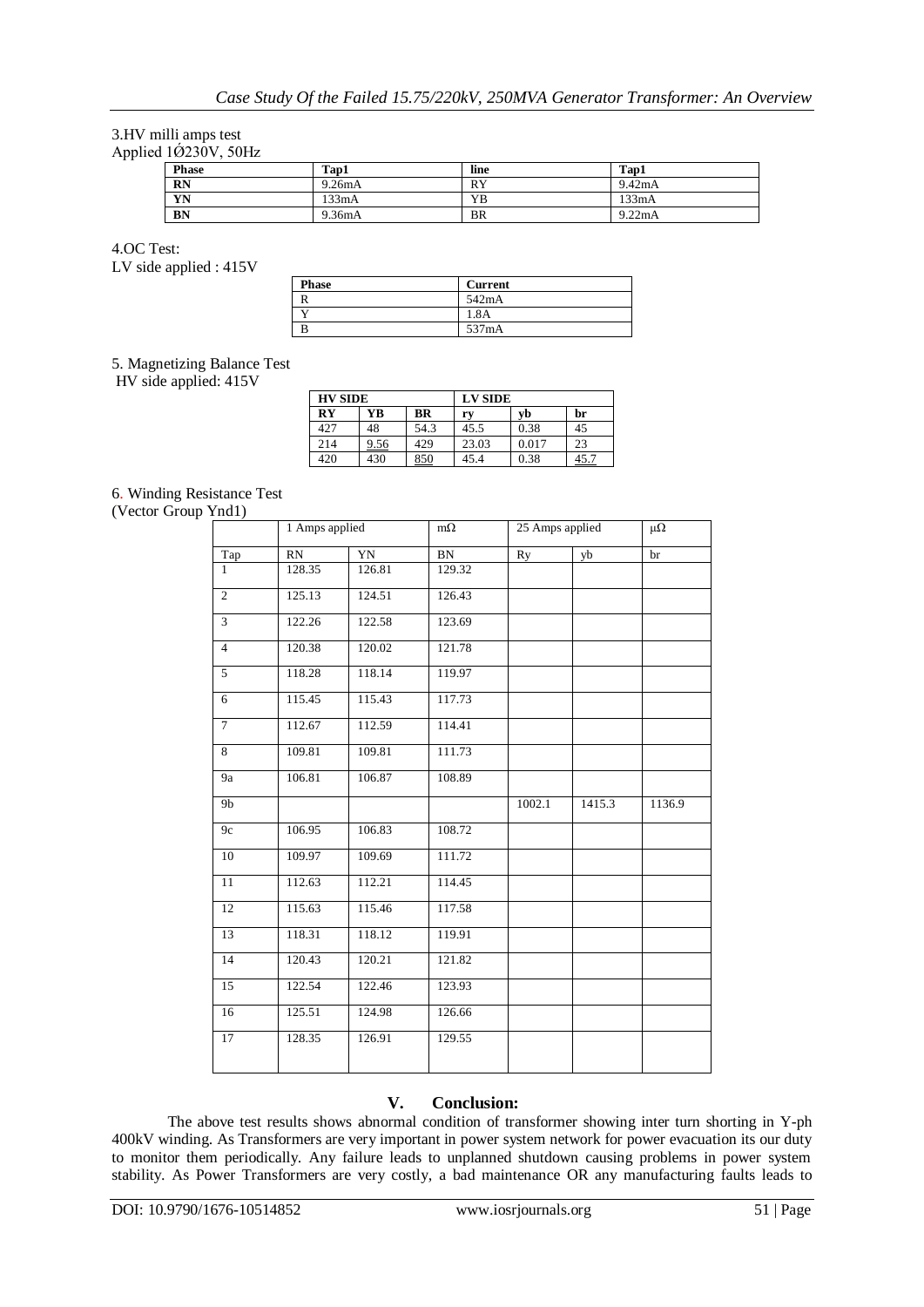3.HV milli amps test

Applied 1Ø230V, 50Hz

| Phase | Tap1 | line | Tap1 |
|---|---|---|---|
| RN | 9.26mA | RY | 9.42mA |
| YN | 133mA | YB | 133mA |
| BN | 9.36mA | BR | 9.22mA |

4.OC Test:

LV side applied : 415V

| Phase | Current |
|---|---|
| R | 542mA |
| Y | 1.8A |
| B | 537mA |

5. Magnetizing Balance Test

HV side applied: 415V

| HV SIDE | | | LV SIDE | | |
|---|---|---|---|---|---|
| RY | YB | BR | ry | yb | br |
| 427 | 48 | 54.3 | 45.5 | 0.38 | 45 |
| 214 | 9.56 | 429 | 23.03 | 0.017 | 23 |
| 420 | 430 | 850 | 45.4 | 0.38 | 45.7 |

6. Winding Resistance Test

(Vector Group Ynd1)

| | 1 Amps applied | | mΩ | 25 Amps applied | | μΩ |
|---|---|---|---|---|---|---|
| Tap | RN | YN | BN | Ry | yb | br |
| 1 | 128.35 | 126.81 | 129.32 | | | |
| 2 | 125.13 | 124.51 | 126.43 | | | |
| 3 | 122.26 | 122.58 | 123.69 | | | |
| 4 | 120.38 | 120.02 | 121.78 | | | |
| 5 | 118.28 | 118.14 | 119.97 | | | |
| 6 | 115.45 | 115.43 | 117.73 | | | |
| 7 | 112.67 | 112.59 | 114.41 | | | |
| 8 | 109.81 | 109.81 | 111.73 | | | |
| 9a | 106.81 | 106.87 | 108.89 | | | |
| 9b | | | | 1002.1 | 1415.3 | 1136.9 |
| 9c | 106.95 | 106.83 | 108.72 | | | |
| 10 | 109.97 | 109.69 | 111.72 | | | |
| 11 | 112.63 | 112.21 | 114.45 | | | |
| 12 | 115.63 | 115.46 | 117.58 | | | |
| 13 | 118.31 | 118.12 | 119.91 | | | |
| 14 | 120.43 | 120.21 | 121.82 | | | |
| 15 | 122.54 | 122.46 | 123.93 | | | |
| 16 | 125.51 | 124.98 | 126.66 | | | |
| 17 | 128.35 | 126.91 | 129.55 | | | |

## V. Conclusion:

The above test results shows abnormal condition of transformer showing inter turn shorting in Y-ph 400kV winding. As Transformers are very important in power system network for power evacuation its our duty to monitor them periodically. Any failure leads to unplanned shutdown causing problems in power system stability. As Power Transformers are very costly, a bad maintenance OR any manufacturing faults leads to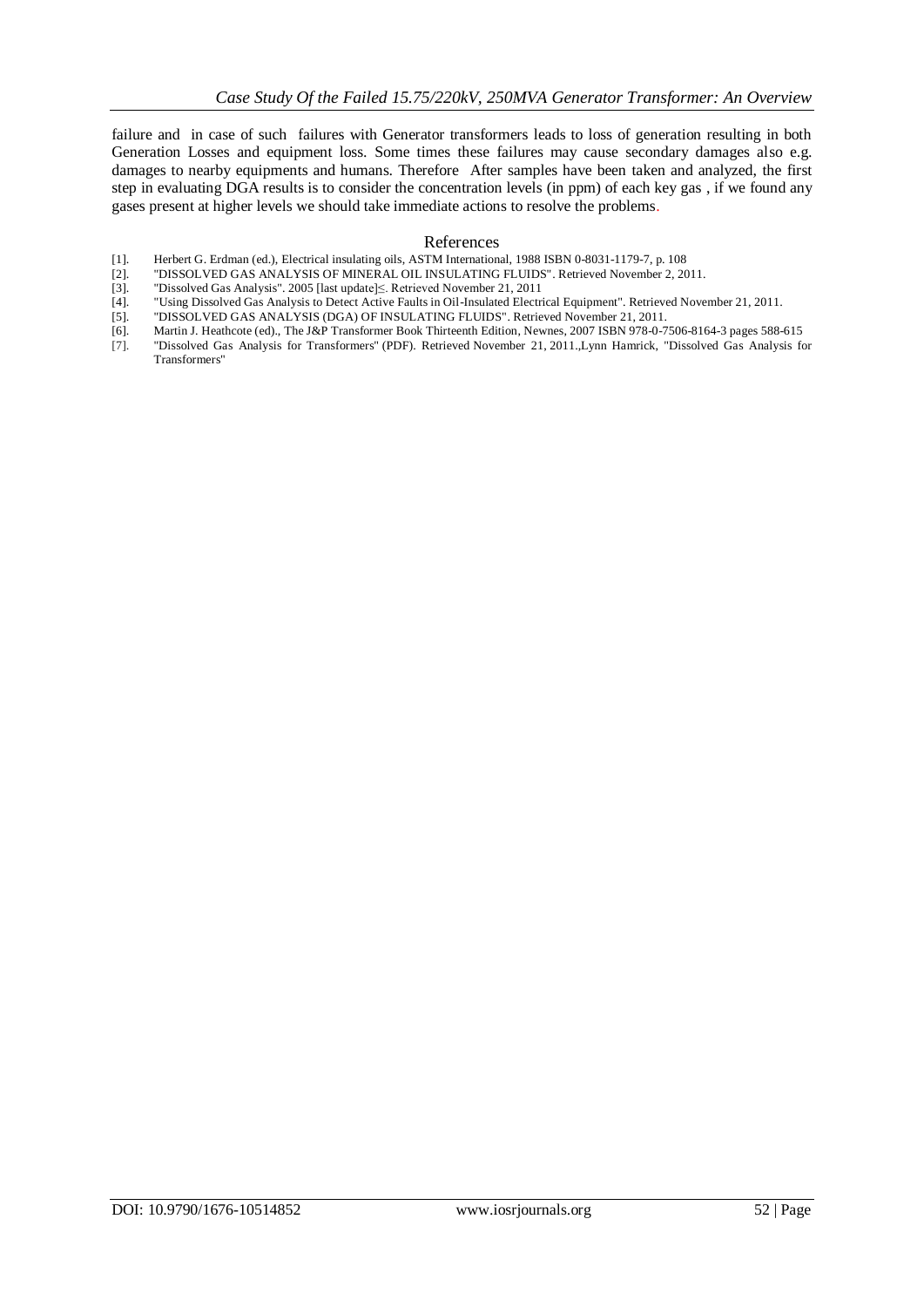failure and in case of such failures with Generator transformers leads to loss of generation resulting in both Generation Losses and equipment loss. Some times these failures may cause secondary damages also e.g. damages to nearby equipments and humans. Therefore After samples have been taken and analyzed, the first step in evaluating DGA results is to consider the concentration levels (in ppm) of each key gas , if we found any gases present at higher levels we should take immediate actions to resolve the problems.

## References

[1]. Herbert G. Erdman (ed.), Electrical insulating oils, ASTM International, 1988 ISBN 0-8031-1179-7, p. 108

[2]. "DISSOLVED GAS ANALYSIS OF MINERAL OIL INSULATING FLUIDS". Retrieved November 2, 2011.

[3]. "Dissolved Gas Analysis". 2005 [last update]≤. Retrieved November 21, 2011

[4]. "Using Dissolved Gas Analysis to Detect Active Faults in Oil-Insulated Electrical Equipment". Retrieved November 21, 2011.

[5]. "DISSOLVED GAS ANALYSIS (DGA) OF INSULATING FLUIDS". Retrieved November 21, 2011.

[6]. Martin J. Heathcote (ed)., The J&P Transformer Book Thirteenth Edition, Newnes, 2007 ISBN 978-0-7506-8164-3 pages 588-615

[7]. "Dissolved Gas Analysis for Transformers" (PDF). Retrieved November 21, 2011.,Lynn Hamrick, "Dissolved Gas Analysis for Transformers"